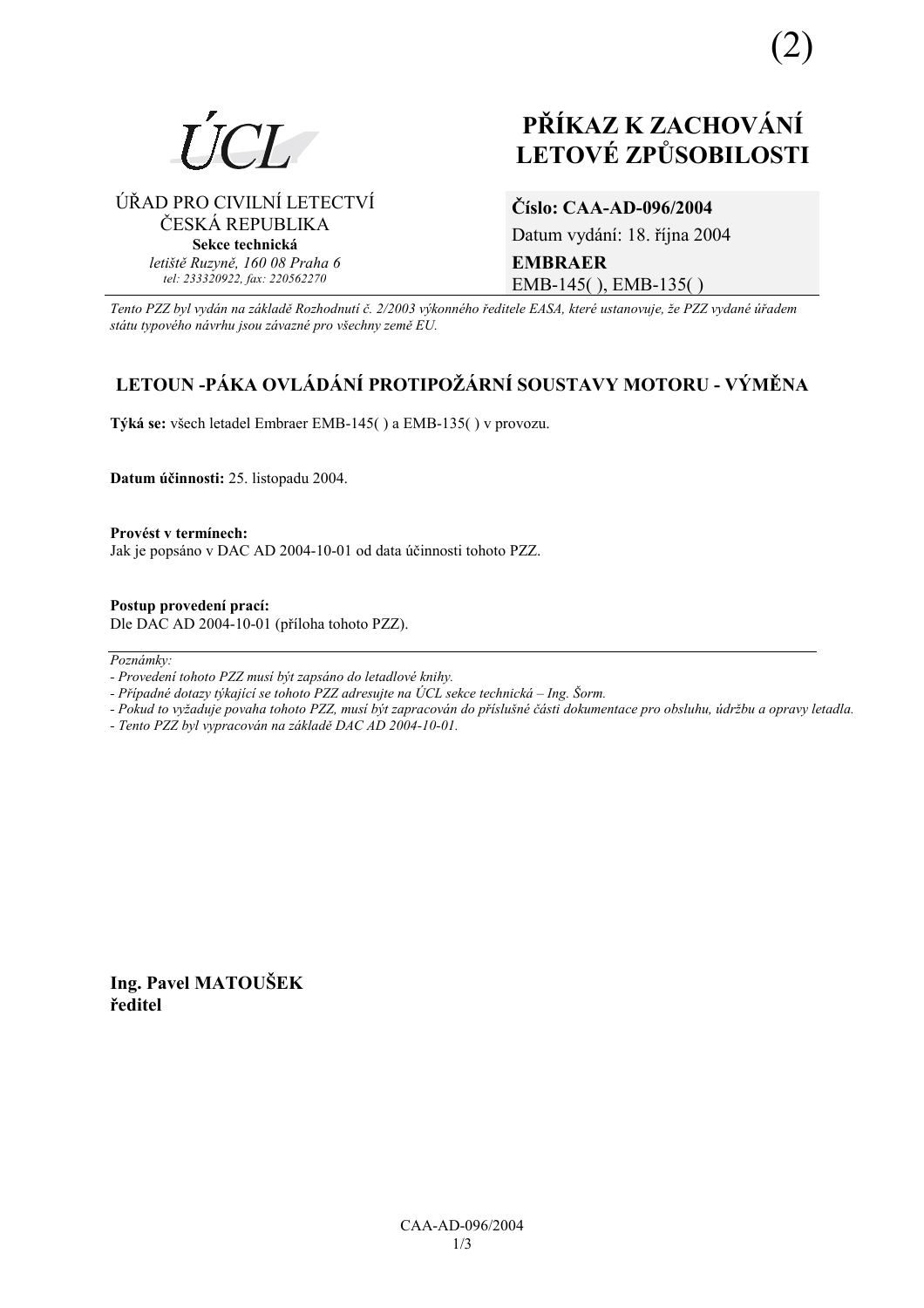(2)

ÚCL

ÚŘAD PRO CIVILNÍ LETECTVÍ
ČESKÁ REPUBLIKA
**Sekce technická**
*letiště Ruzyně, 160 08 Praha 6*
*tel: 233320922, fax: 220562270*

# PŘÍKAZ K ZACHOVÁNÍ LETOVÉ ZPŮSOBILOSTI

**Číslo: CAA-AD-096/2004**
Datum vydání: 18. října 2004
**EMBRAER**
EMB-145( ), EMB-135( )

*Tento PZZ byl vydán na základě Rozhodnutí č. 2/2003 výkonného ředitele EASA, které ustanovuje, že PZZ vydané úřadem státu typového návrhu jsou závazné pro všechny země EU.*

## LETOUN -PÁKA OVLÁDÁNÍ PROTIPOŽÁRNÍ SOUSTAVY MOTORU - VÝMĚNA

**Týká se:** všech letadel Embraer EMB-145( ) a EMB-135( ) v provozu.

**Datum účinnosti:** 25. listopadu 2004.

**Provést v termínech:**
Jak je popsáno v DAC AD 2004-10-01 od data účinnosti tohoto PZZ.

**Postup provedení prací:**
Dle DAC AD 2004-10-01 (příloha tohoto PZZ).

---

*Poznámky:*
*- Provedení tohoto PZZ musí být zapsáno do letadlové knihy.*
*- Případné dotazy týkající se tohoto PZZ adresujte na ÚCL sekce technická – Ing. Šorm.*
*- Pokud to vyžaduje povaha tohoto PZZ, musí být zapracován do příslušné části dokumentace pro obsluhu, údržbu a opravy letadla.*
*- Tento PZZ byl vypracován na základě DAC AD 2004-10-01.*

**Ing. Pavel MATOUŠEK**
**ředitel**

CAA-AD-096/2004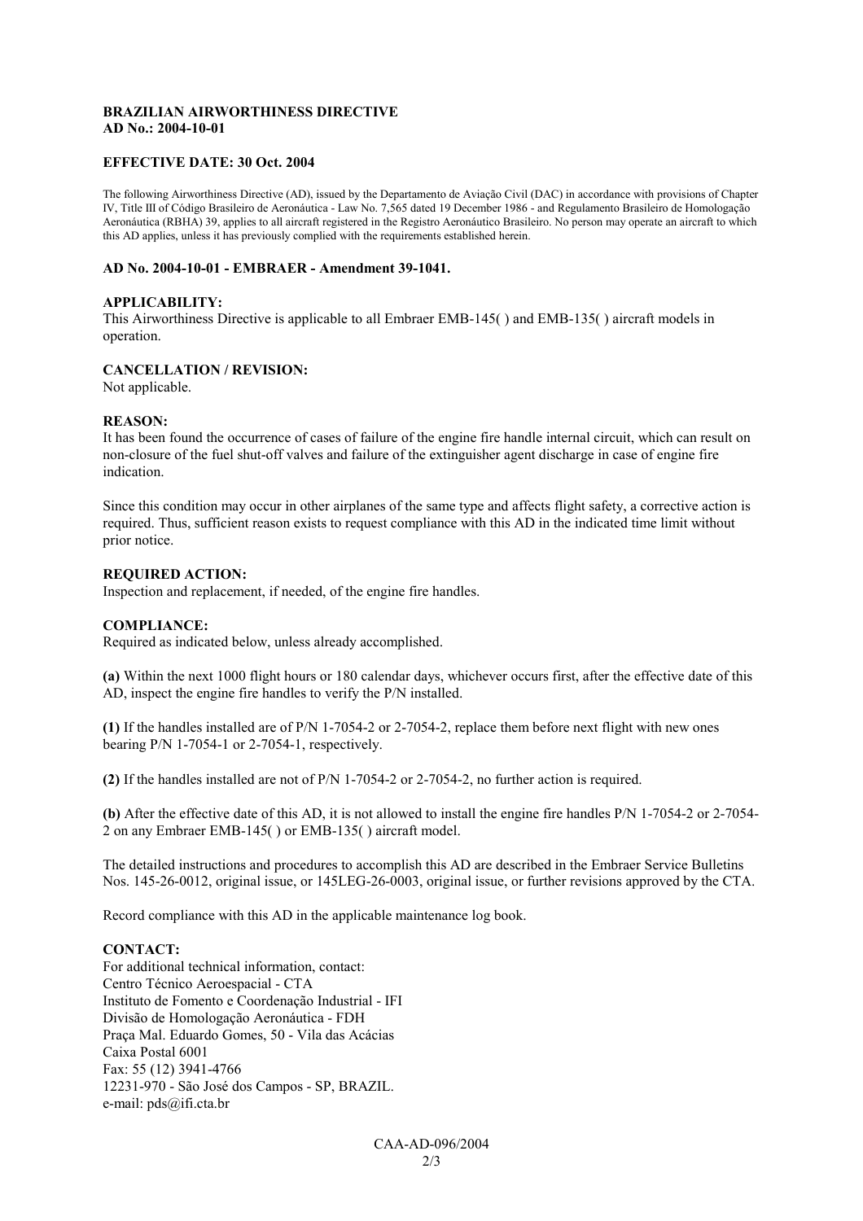**BRAZILIAN AIRWORTHINESS DIRECTIVE**
**AD No.: 2004-10-01**

**EFFECTIVE DATE: 30 Oct. 2004**

The following Airworthiness Directive (AD), issued by the Departamento de Aviação Civil (DAC) in accordance with provisions of Chapter IV, Title III of Código Brasileiro de Aeronáutica - Law No. 7,565 dated 19 December 1986 - and Regulamento Brasileiro de Homologação Aeronáutica (RBHA) 39, applies to all aircraft registered in the Registro Aeronáutico Brasileiro. No person may operate an aircraft to which this AD applies, unless it has previously complied with the requirements established herein.

**AD No. 2004-10-01 - EMBRAER - Amendment 39-1041.**

**APPLICABILITY:**
This Airworthiness Directive is applicable to all Embraer EMB-145( ) and EMB-135( ) aircraft models in operation.

**CANCELLATION / REVISION:**
Not applicable.

**REASON:**
It has been found the occurrence of cases of failure of the engine fire handle internal circuit, which can result on non-closure of the fuel shut-off valves and failure of the extinguisher agent discharge in case of engine fire indication.

Since this condition may occur in other airplanes of the same type and affects flight safety, a corrective action is required. Thus, sufficient reason exists to request compliance with this AD in the indicated time limit without prior notice.

**REQUIRED ACTION:**
Inspection and replacement, if needed, of the engine fire handles.

**COMPLIANCE:**
Required as indicated below, unless already accomplished.

**(a)** Within the next 1000 flight hours or 180 calendar days, whichever occurs first, after the effective date of this AD, inspect the engine fire handles to verify the P/N installed.

**(1)** If the handles installed are of P/N 1-7054-2 or 2-7054-2, replace them before next flight with new ones bearing P/N 1-7054-1 or 2-7054-1, respectively.

**(2)** If the handles installed are not of P/N 1-7054-2 or 2-7054-2, no further action is required.

**(b)** After the effective date of this AD, it is not allowed to install the engine fire handles P/N 1-7054-2 or 2-7054-2 on any Embraer EMB-145( ) or EMB-135( ) aircraft model.

The detailed instructions and procedures to accomplish this AD are described in the Embraer Service Bulletins Nos. 145-26-0012, original issue, or 145LEG-26-0003, original issue, or further revisions approved by the CTA.

Record compliance with this AD in the applicable maintenance log book.

**CONTACT:**
For additional technical information, contact:
Centro Técnico Aeroespacial - CTA
Instituto de Fomento e Coordenação Industrial - IFI
Divisão de Homologação Aeronáutica - FDH
Praça Mal. Eduardo Gomes, 50 - Vila das Acácias
Caixa Postal 6001
Fax: 55 (12) 3941-4766
12231-970 - São José dos Campos - SP, BRAZIL.
e-mail: pds@ifi.cta.br

CAA-AD-096/2004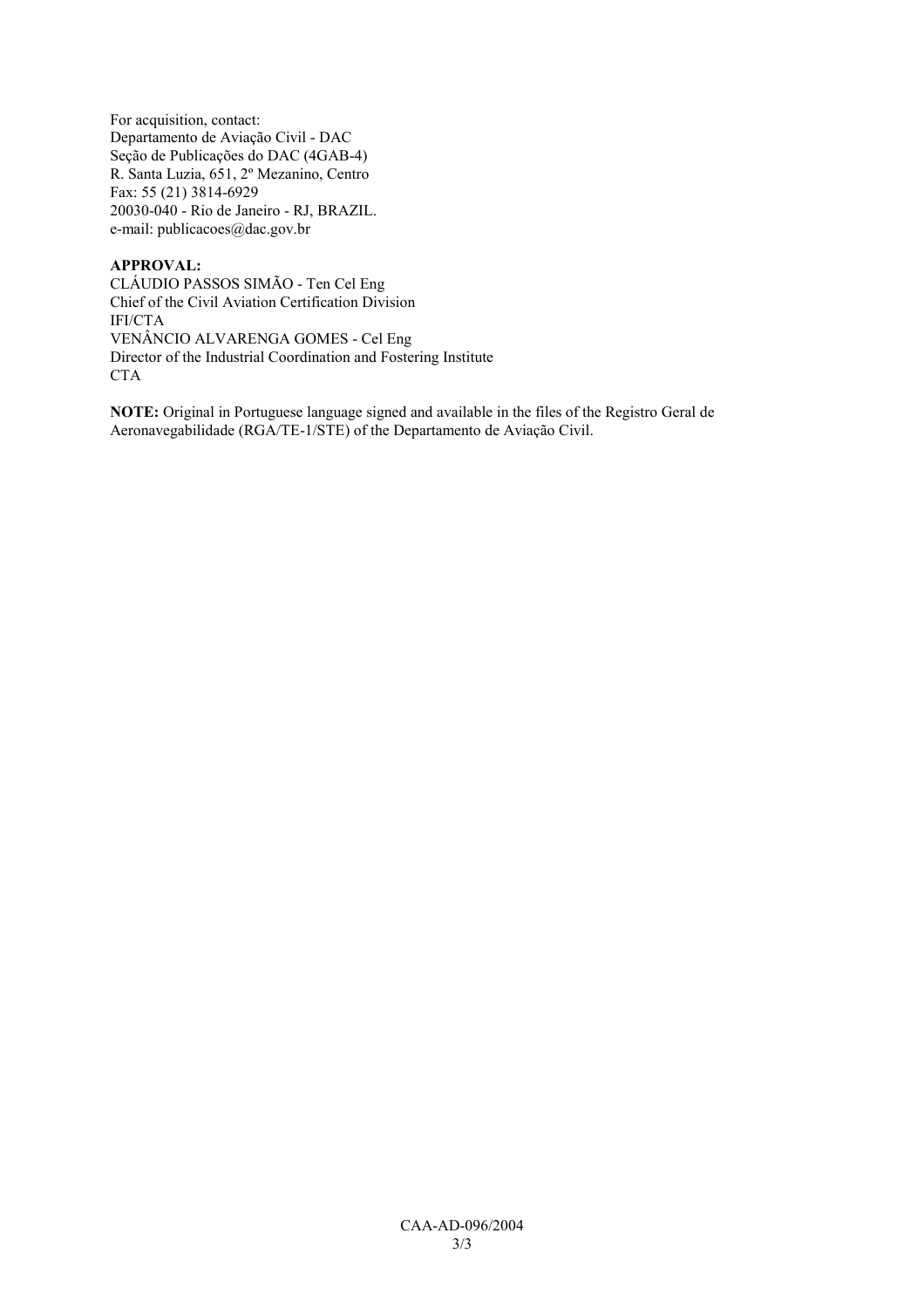For acquisition, contact:
Departamento de Aviação Civil - DAC
Seção de Publicações do DAC (4GAB-4)
R. Santa Luzia, 651, 2º Mezanino, Centro
Fax: 55 (21) 3814-6929
20030-040 - Rio de Janeiro - RJ, BRAZIL.
e-mail: publicacoes@dac.gov.br

**APPROVAL:**
CLÁUDIO PASSOS SIMÃO - Ten Cel Eng
Chief of the Civil Aviation Certification Division
IFI/CTA
VENÂNCIO ALVARENGA GOMES - Cel Eng
Director of the Industrial Coordination and Fostering Institute
CTA

**NOTE:** Original in Portuguese language signed and available in the files of the Registro Geral de Aeronavegabilidade (RGA/TE-1/STE) of the Departamento de Aviação Civil.